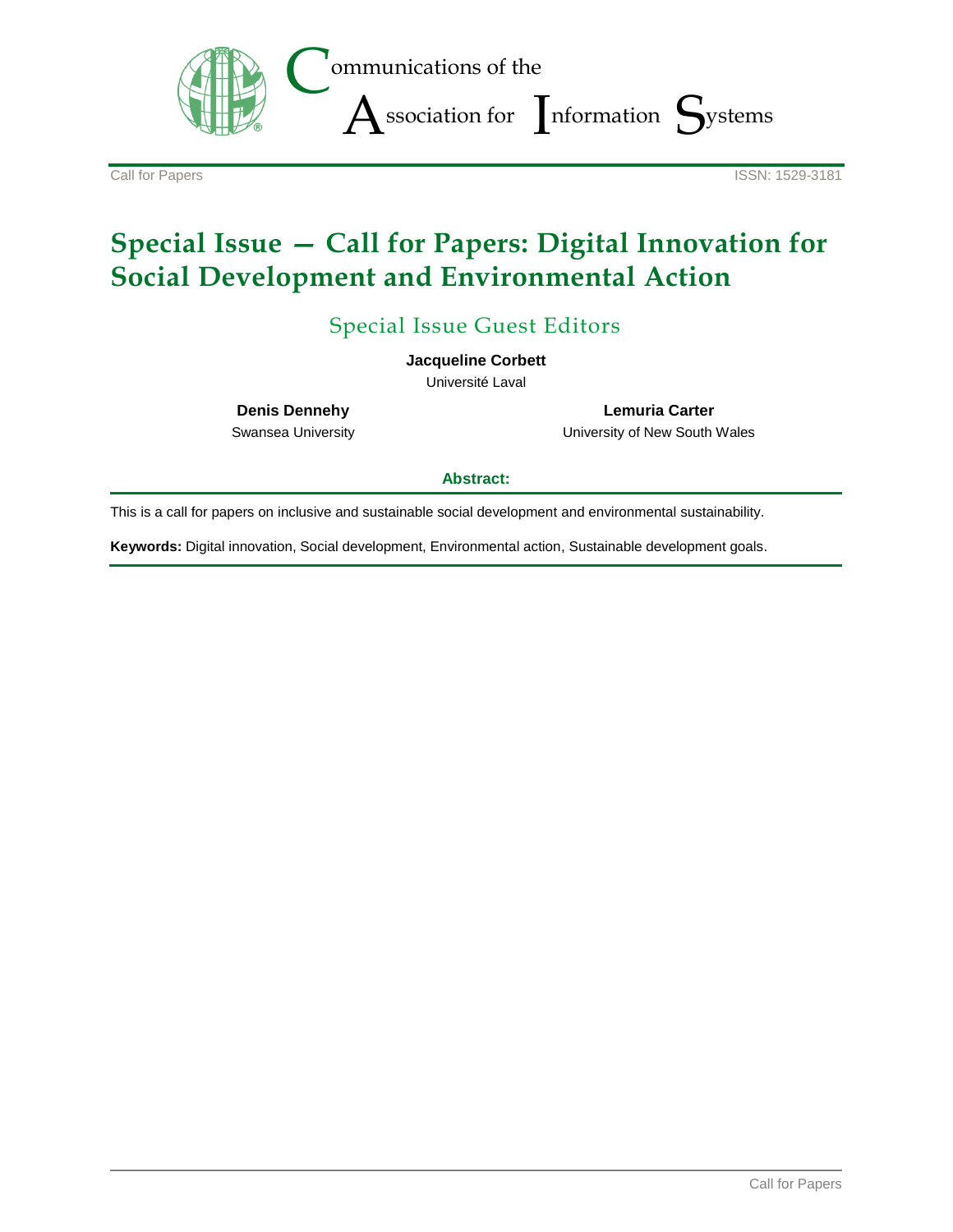# Communications of the Association for Information Systems

Call for Papers

ISSN: 1529-3181

# Special Issue — Call for Papers: Digital Innovation for Social Development and Environmental Action

## Special Issue Guest Editors

**Jacqueline Corbett**
Université Laval

**Denis Dennehy**
Swansea University

**Lemuria Carter**
University of New South Wales

**Abstract:**

This is a call for papers on inclusive and sustainable social development and environmental sustainability.

**Keywords:** Digital innovation, Social development, Environmental action, Sustainable development goals.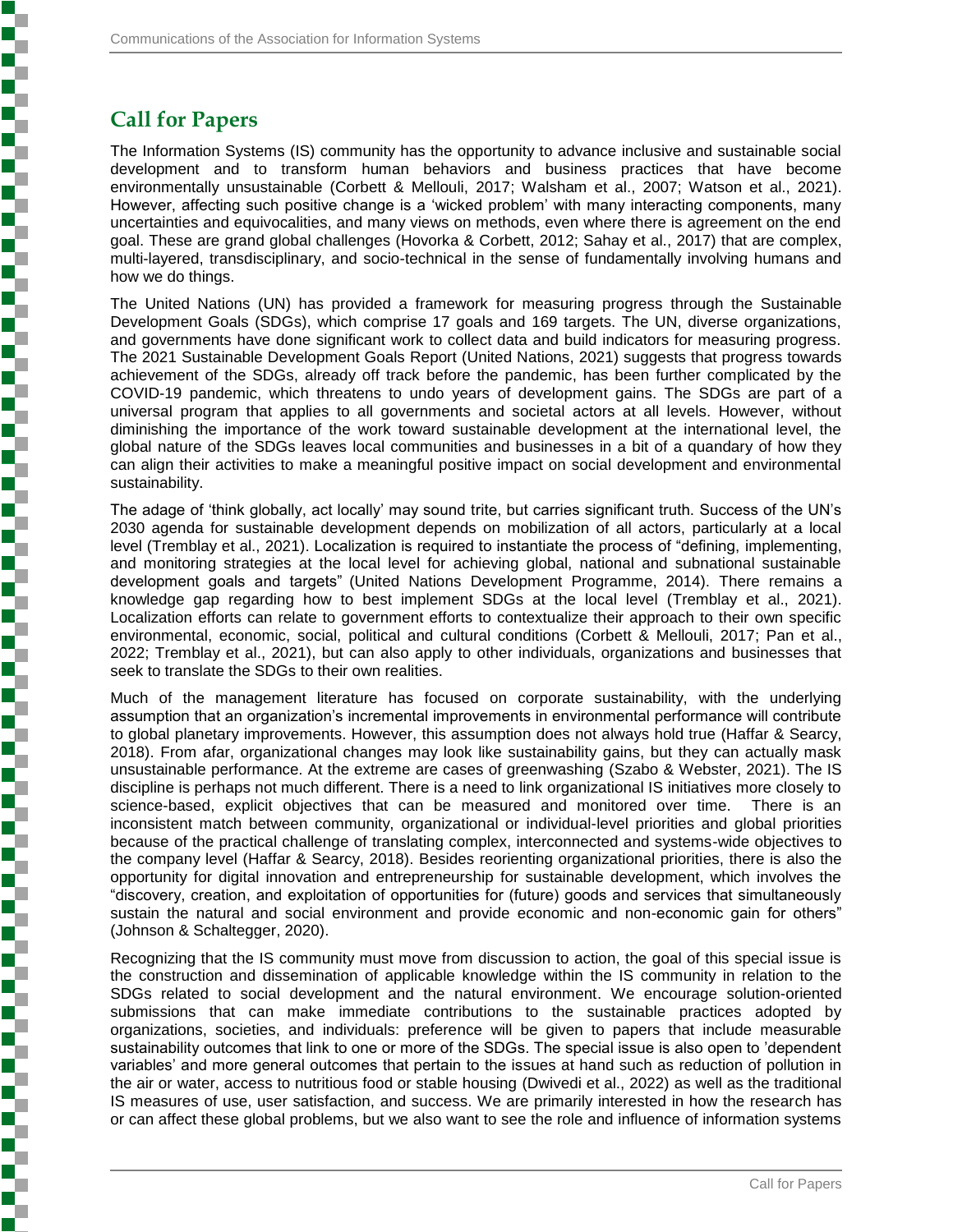## Call for Papers

The Information Systems (IS) community has the opportunity to advance inclusive and sustainable social development and to transform human behaviors and business practices that have become environmentally unsustainable (Corbett & Mellouli, 2017; Walsham et al., 2007; Watson et al., 2021). However, affecting such positive change is a 'wicked problem' with many interacting components, many uncertainties and equivocalities, and many views on methods, even where there is agreement on the end goal. These are grand global challenges (Hovorka & Corbett, 2012; Sahay et al., 2017) that are complex, multi-layered, transdisciplinary, and socio-technical in the sense of fundamentally involving humans and how we do things.

The United Nations (UN) has provided a framework for measuring progress through the Sustainable Development Goals (SDGs), which comprise 17 goals and 169 targets. The UN, diverse organizations, and governments have done significant work to collect data and build indicators for measuring progress. The 2021 Sustainable Development Goals Report (United Nations, 2021) suggests that progress towards achievement of the SDGs, already off track before the pandemic, has been further complicated by the COVID-19 pandemic, which threatens to undo years of development gains. The SDGs are part of a universal program that applies to all governments and societal actors at all levels. However, without diminishing the importance of the work toward sustainable development at the international level, the global nature of the SDGs leaves local communities and businesses in a bit of a quandary of how they can align their activities to make a meaningful positive impact on social development and environmental sustainability.

The adage of 'think globally, act locally' may sound trite, but carries significant truth. Success of the UN's 2030 agenda for sustainable development depends on mobilization of all actors, particularly at a local level (Tremblay et al., 2021). Localization is required to instantiate the process of "defining, implementing, and monitoring strategies at the local level for achieving global, national and subnational sustainable development goals and targets" (United Nations Development Programme, 2014). There remains a knowledge gap regarding how to best implement SDGs at the local level (Tremblay et al., 2021). Localization efforts can relate to government efforts to contextualize their approach to their own specific environmental, economic, social, political and cultural conditions (Corbett & Mellouli, 2017; Pan et al., 2022; Tremblay et al., 2021), but can also apply to other individuals, organizations and businesses that seek to translate the SDGs to their own realities.

Much of the management literature has focused on corporate sustainability, with the underlying assumption that an organization's incremental improvements in environmental performance will contribute to global planetary improvements. However, this assumption does not always hold true (Haffar & Searcy, 2018). From afar, organizational changes may look like sustainability gains, but they can actually mask unsustainable performance. At the extreme are cases of greenwashing (Szabo & Webster, 2021). The IS discipline is perhaps not much different. There is a need to link organizational IS initiatives more closely to science-based, explicit objectives that can be measured and monitored over time. There is an inconsistent match between community, organizational or individual-level priorities and global priorities because of the practical challenge of translating complex, interconnected and systems-wide objectives to the company level (Haffar & Searcy, 2018). Besides reorienting organizational priorities, there is also the opportunity for digital innovation and entrepreneurship for sustainable development, which involves the "discovery, creation, and exploitation of opportunities for (future) goods and services that simultaneously sustain the natural and social environment and provide economic and non-economic gain for others" (Johnson & Schaltegger, 2020).

Recognizing that the IS community must move from discussion to action, the goal of this special issue is the construction and dissemination of applicable knowledge within the IS community in relation to the SDGs related to social development and the natural environment. We encourage solution-oriented submissions that can make immediate contributions to the sustainable practices adopted by organizations, societies, and individuals: preference will be given to papers that include measurable sustainability outcomes that link to one or more of the SDGs. The special issue is also open to 'dependent variables' and more general outcomes that pertain to the issues at hand such as reduction of pollution in the air or water, access to nutritious food or stable housing (Dwivedi et al., 2022) as well as the traditional IS measures of use, user satisfaction, and success. We are primarily interested in how the research has or can affect these global problems, but we also want to see the role and influence of information systems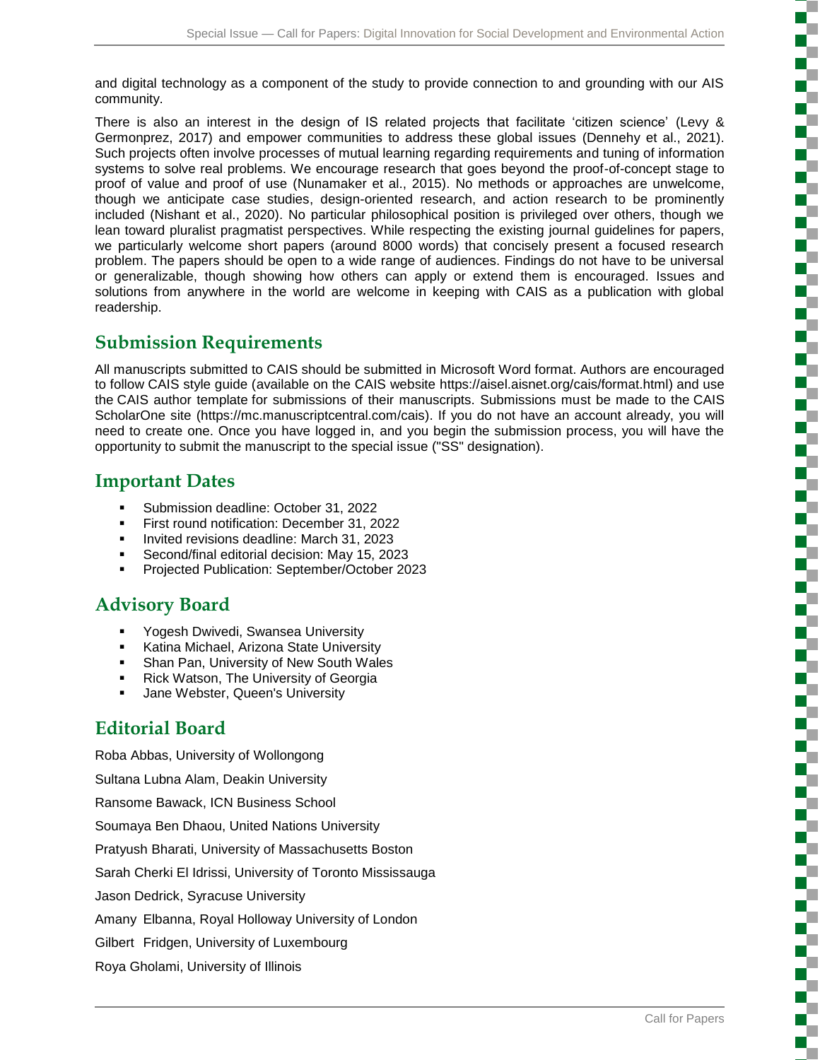and digital technology as a component of the study to provide connection to and grounding with our AIS community.

There is also an interest in the design of IS related projects that facilitate 'citizen science' (Levy & Germonprez, 2017) and empower communities to address these global issues (Dennehy et al., 2021). Such projects often involve processes of mutual learning regarding requirements and tuning of information systems to solve real problems. We encourage research that goes beyond the proof-of-concept stage to proof of value and proof of use (Nunamaker et al., 2015). No methods or approaches are unwelcome, though we anticipate case studies, design-oriented research, and action research to be prominently included (Nishant et al., 2020). No particular philosophical position is privileged over others, though we lean toward pluralist pragmatist perspectives. While respecting the existing journal guidelines for papers, we particularly welcome short papers (around 8000 words) that concisely present a focused research problem. The papers should be open to a wide range of audiences. Findings do not have to be universal or generalizable, though showing how others can apply or extend them is encouraged. Issues and solutions from anywhere in the world are welcome in keeping with CAIS as a publication with global readership.

## Submission Requirements

All manuscripts submitted to CAIS should be submitted in Microsoft Word format. Authors are encouraged to follow CAIS style guide (available on the CAIS website https://aisel.aisnet.org/cais/format.html) and use the CAIS author template for submissions of their manuscripts. Submissions must be made to the CAIS ScholarOne site (https://mc.manuscriptcentral.com/cais). If you do not have an account already, you will need to create one. Once you have logged in, and you begin the submission process, you will have the opportunity to submit the manuscript to the special issue ("SS" designation).

## Important Dates

- Submission deadline: October 31, 2022
- First round notification: December 31, 2022
- Invited revisions deadline: March 31, 2023
- Second/final editorial decision: May 15, 2023
- Projected Publication: September/October 2023

## Advisory Board

- Yogesh Dwivedi, Swansea University
- Katina Michael, Arizona State University
- Shan Pan, University of New South Wales
- Rick Watson, The University of Georgia
- Jane Webster, Queen's University

## Editorial Board

Roba Abbas, University of Wollongong

Sultana Lubna Alam, Deakin University

Ransome Bawack, ICN Business School

Soumaya Ben Dhaou, United Nations University

Pratyush Bharati, University of Massachusetts Boston

Sarah Cherki El Idrissi, University of Toronto Mississauga

Jason Dedrick, Syracuse University

Amany Elbanna, Royal Holloway University of London

Gilbert Fridgen, University of Luxembourg

Roya Gholami, University of Illinois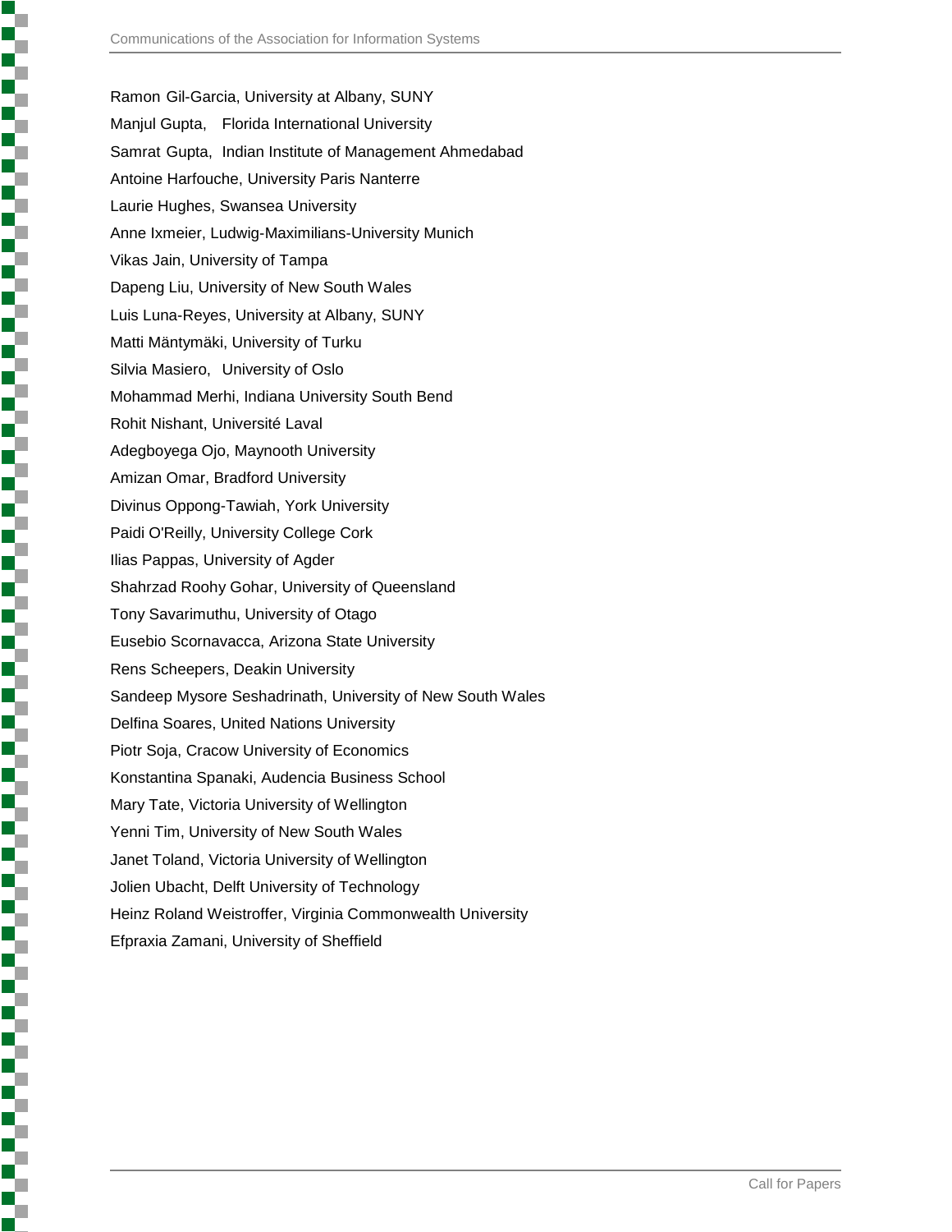Ramon Gil-Garcia, University at Albany, SUNY

Manjul Gupta, Florida International University

Samrat Gupta, Indian Institute of Management Ahmedabad

Antoine Harfouche, University Paris Nanterre

Laurie Hughes, Swansea University

Anne Ixmeier, Ludwig-Maximilians-University Munich

Vikas Jain, University of Tampa

Dapeng Liu, University of New South Wales

Luis Luna-Reyes, University at Albany, SUNY

Matti Mäntymäki, University of Turku

Silvia Masiero, University of Oslo

Mohammad Merhi, Indiana University South Bend

Rohit Nishant, Université Laval

Adegboyega Ojo, Maynooth University

Amizan Omar, Bradford University

Divinus Oppong-Tawiah, York University

Paidi O'Reilly, University College Cork

Ilias Pappas, University of Agder

Shahrzad Roohy Gohar, University of Queensland

Tony Savarimuthu, University of Otago

Eusebio Scornavacca, Arizona State University

Rens Scheepers, Deakin University

Sandeep Mysore Seshadrinath, University of New South Wales

Delfina Soares, United Nations University

Piotr Soja, Cracow University of Economics

Konstantina Spanaki, Audencia Business School

Mary Tate, Victoria University of Wellington

Yenni Tim, University of New South Wales

Janet Toland, Victoria University of Wellington

Jolien Ubacht, Delft University of Technology

Heinz Roland Weistroffer, Virginia Commonwealth University

Efpraxia Zamani, University of Sheffield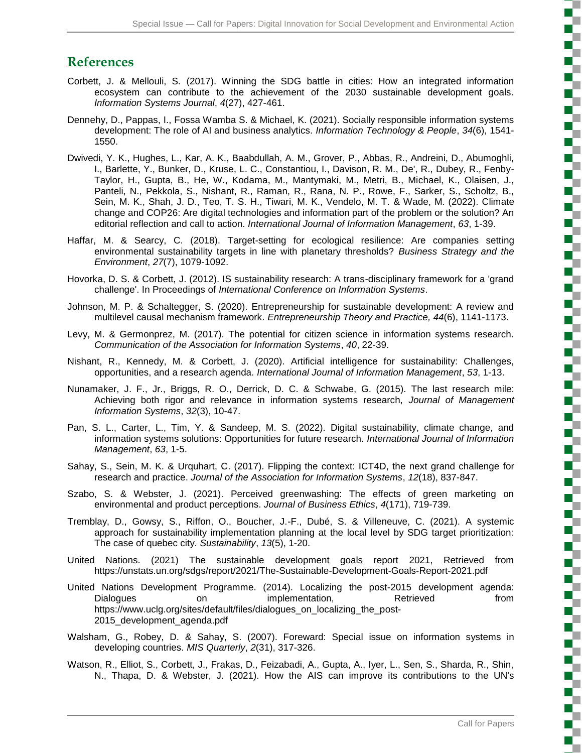## References

Corbett, J. & Mellouli, S. (2017). Winning the SDG battle in cities: How an integrated information ecosystem can contribute to the achievement of the 2030 sustainable development goals. *Information Systems Journal*, *4*(27), 427-461.

Dennehy, D., Pappas, I., Fossa Wamba S. & Michael, K. (2021). Socially responsible information systems development: The role of AI and business analytics. *Information Technology & People*, *34*(6), 1541-1550.

Dwivedi, Y. K., Hughes, L., Kar, A. K., Baabdullah, A. M., Grover, P., Abbas, R., Andreini, D., Abumoghli, I., Barlette, Y., Bunker, D., Kruse, L. C., Constantiou, I., Davison, R. M., De', R., Dubey, R., Fenby-Taylor, H., Gupta, B., He, W., Kodama, M., Mantymaki, M., Metri, B., Michael, K., Olaisen, J., Panteli, N., Pekkola, S., Nishant, R., Raman, R., Rana, N. P., Rowe, F., Sarker, S., Scholtz, B., Sein, M. K., Shah, J. D., Teo, T. S. H., Tiwari, M. K., Vendelo, M. T. & Wade, M. (2022). Climate change and COP26: Are digital technologies and information part of the problem or the solution? An editorial reflection and call to action. *International Journal of Information Management*, *63*, 1-39.

Haffar, M. & Searcy, C. (2018). Target-setting for ecological resilience: Are companies setting environmental sustainability targets in line with planetary thresholds? *Business Strategy and the Environment*, *27*(7), 1079-1092.

Hovorka, D. S. & Corbett, J. (2012). IS sustainability research: A trans-disciplinary framework for a 'grand challenge'. In Proceedings of *International Conference on Information Systems*.

Johnson, M. P. & Schaltegger, S. (2020). Entrepreneurship for sustainable development: A review and multilevel causal mechanism framework. *Entrepreneurship Theory and Practice, 44*(6), 1141-1173.

Levy, M. & Germonprez, M. (2017). The potential for citizen science in information systems research. *Communication of the Association for Information Systems*, *40*, 22-39.

Nishant, R., Kennedy, M. & Corbett, J. (2020). Artificial intelligence for sustainability: Challenges, opportunities, and a research agenda. *International Journal of Information Management*, *53*, 1-13.

Nunamaker, J. F., Jr., Briggs, R. O., Derrick, D. C. & Schwabe, G. (2015). The last research mile: Achieving both rigor and relevance in information systems research, *Journal of Management Information Systems*, *32*(3), 10-47.

Pan, S. L., Carter, L., Tim, Y. & Sandeep, M. S. (2022). Digital sustainability, climate change, and information systems solutions: Opportunities for future research. *International Journal of Information Management*, *63*, 1-5.

Sahay, S., Sein, M. K. & Urquhart, C. (2017). Flipping the context: ICT4D, the next grand challenge for research and practice. *Journal of the Association for Information Systems*, *12*(18), 837-847.

Szabo, S. & Webster, J. (2021). Perceived greenwashing: The effects of green marketing on environmental and product perceptions. *Journal of Business Ethics*, *4*(171), 719-739.

Tremblay, D., Gowsy, S., Riffon, O., Boucher, J.-F., Dubé, S. & Villeneuve, C. (2021). A systemic approach for sustainability implementation planning at the local level by SDG target prioritization: The case of quebec city. *Sustainability*, *13*(5), 1-20.

United Nations. (2021) The sustainable development goals report 2021, Retrieved from https://unstats.un.org/sdgs/report/2021/The-Sustainable-Development-Goals-Report-2021.pdf

United Nations Development Programme. (2014). Localizing the post-2015 development agenda: Dialogues on implementation, Retrieved from https://www.uclg.org/sites/default/files/dialogues_on_localizing_the_post-2015_development_agenda.pdf

Walsham, G., Robey, D. & Sahay, S. (2007). Foreward: Special issue on information systems in developing countries. *MIS Quarterly*, *2*(31), 317-326.

Watson, R., Elliot, S., Corbett, J., Frakas, D., Feizabadi, A., Gupta, A., Iyer, L., Sen, S., Sharda, R., Shin, N., Thapa, D. & Webster, J. (2021). How the AIS can improve its contributions to the UN's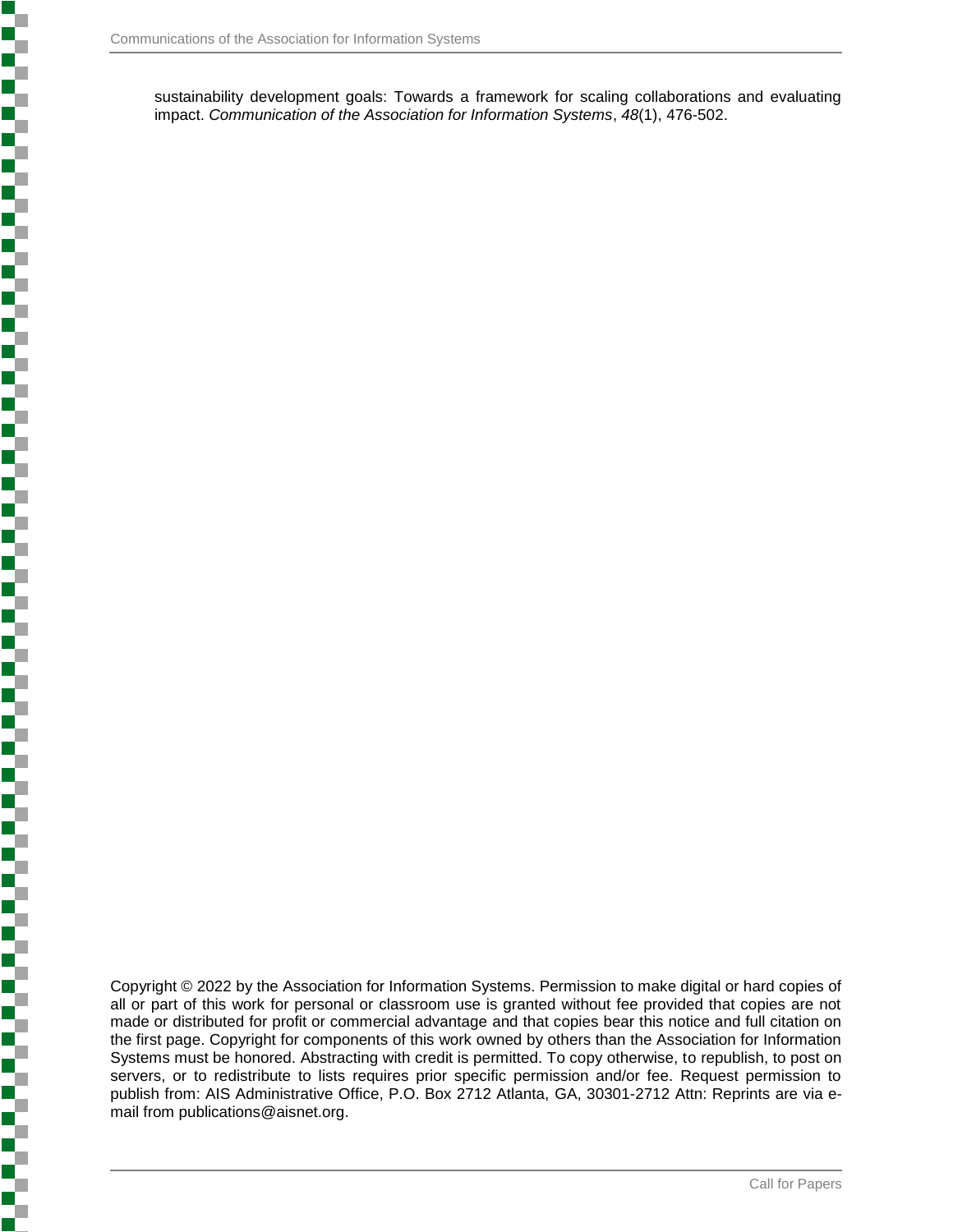sustainability development goals: Towards a framework for scaling collaborations and evaluating impact. *Communication of the Association for Information Systems*, *48*(1), 476-502.

Copyright © 2022 by the Association for Information Systems. Permission to make digital or hard copies of all or part of this work for personal or classroom use is granted without fee provided that copies are not made or distributed for profit or commercial advantage and that copies bear this notice and full citation on the first page. Copyright for components of this work owned by others than the Association for Information Systems must be honored. Abstracting with credit is permitted. To copy otherwise, to republish, to post on servers, or to redistribute to lists requires prior specific permission and/or fee. Request permission to publish from: AIS Administrative Office, P.O. Box 2712 Atlanta, GA, 30301-2712 Attn: Reprints are via e-mail from publications@aisnet.org.